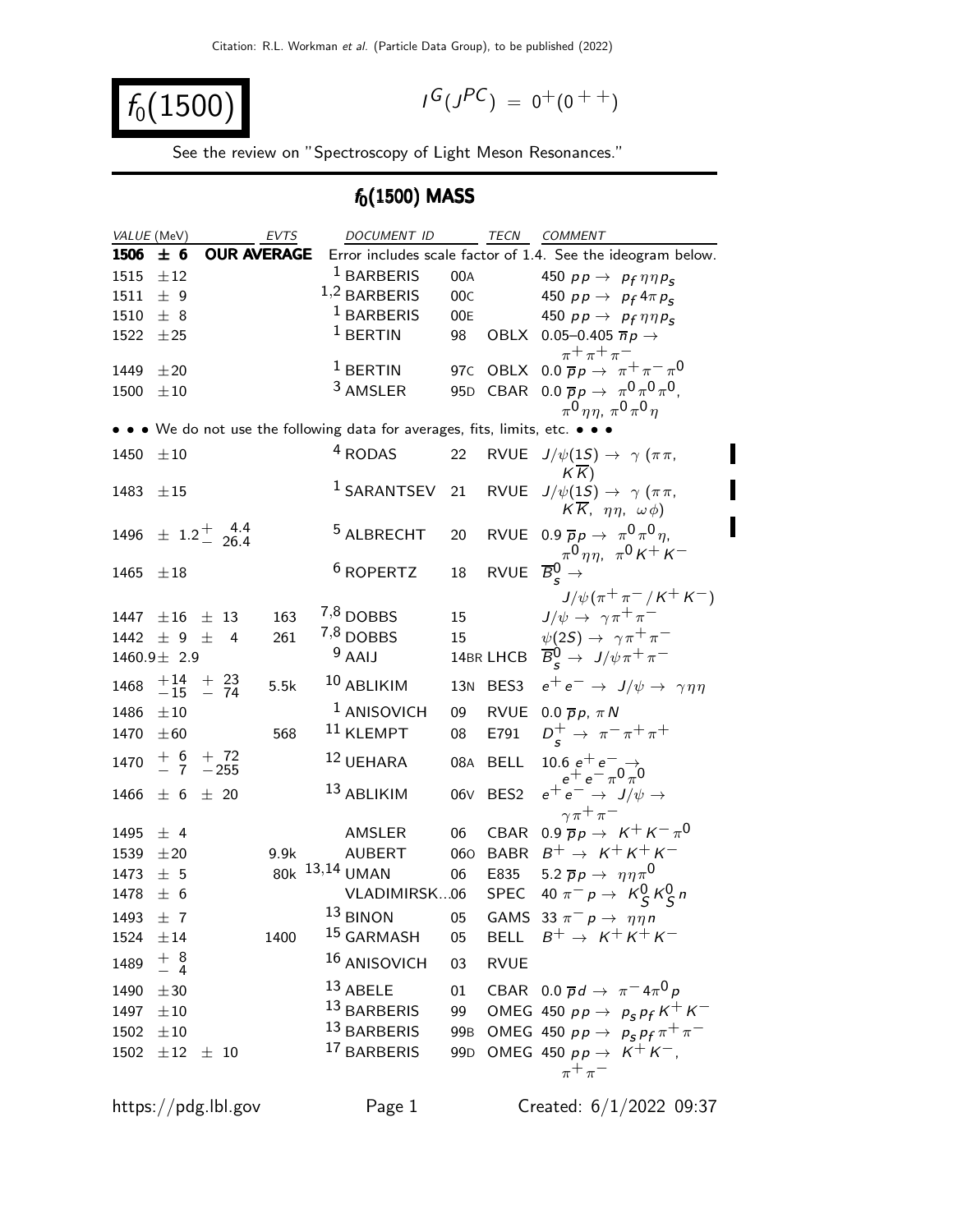# $f_0(1500)$

$I^G(J^{PC}) = 0^+(0^{++})$

See the review on "Spectroscopy of Light Meson Resonances."

## $f_0(1500)$ MASS

| VALUE (MeV) | EVTS | DOCUMENT ID | | TECN | COMMENT |
|---|---|---|---|---|---|
| **1506 ± 6** | **OUR AVERAGE** | Error includes scale factor of 1.4. See the ideogram below. | | | |
| 1515 ±12 | | [1] BARBERIS | 00A | | 450 $pp \rightarrow p_f \eta\eta p_s$ |
| 1511 ± 9 | | [1,2] BARBERIS | 00C | | 450 $pp \rightarrow p_f 4\pi p_s$ |
| 1510 ± 8 | | [1] BARBERIS | 00E | | 450 $pp \rightarrow p_f \eta\eta p_s$ |
| 1522 ±25 | | [1] BERTIN | 98 | OBLX | 0.05–0.405 $\overline{n}p \rightarrow \pi^+\pi^+\pi^-$ |
| 1449 ±20 | | [1] BERTIN | 97C | OBLX | 0.0 $\overline{p}p \rightarrow \pi^+\pi^-\pi^0$ |
| 1500 ±10 | | [3] AMSLER | 95D | CBAR | 0.0 $\overline{p}p \rightarrow \pi^0\pi^0\pi^0$, $\pi^0\eta\eta$, $\pi^0\pi^0\eta$ |
| • • • We do not use the following data for averages, fits, limits, etc. • • • | | | | | |
| 1450 ±10 | | [4] RODAS | 22 | RVUE | $J/\psi(1S) \rightarrow \gamma(\pi\pi, K\overline{K})$ |
| 1483 ±15 | | [1] SARANTSEV | 21 | RVUE | $J/\psi(1S) \rightarrow \gamma(\pi\pi, K\overline{K}, \eta\eta, \omega\phi)$ |
| 1496 ± $1.2^{+\ 4.4}_{-\ 26.4}$ | | [5] ALBRECHT | 20 | RVUE | 0.9 $\overline{p}p \rightarrow \pi^0\pi^0\eta$, $\pi^0\eta\eta$, $\pi^0 K^+K^-$ |
| 1465 ±18 | | [6] ROPERTZ | 18 | RVUE | $\overline{B}^0_s \rightarrow J/\psi(\pi^+\pi^-/K^+K^-)$ |
| 1447 ±16 ± 13 | 163 | [7,8] DOBBS | 15 | | $J/\psi \rightarrow \gamma\pi^+\pi^-$ |
| 1442 ± 9 ± 4 | 261 | [7,8] DOBBS | 15 | | $\psi(2S) \rightarrow \gamma\pi^+\pi^-$ |
| 1460.9± 2.9 | | [9] AAIJ | 14BR | LHCB | $\overline{B}^0_s \rightarrow J/\psi\pi^+\pi^-$ |
| 1468 $^{+14}_{-15}$ $^{+\ 23}_{-\ 74}$ | 5.5k | [10] ABLIKIM | 13N | BES3 | $e^+e^- \rightarrow J/\psi \rightarrow \gamma\eta\eta$ |
| 1486 ±10 | | [1] ANISOVICH | 09 | RVUE | 0.0 $\overline{p}p$, $\pi N$ |
| 1470 ±60 | 568 | [11] KLEMPT | 08 | E791 | $D^+_s \rightarrow \pi^-\pi^+\pi^+$ |
| 1470 $^{+\ 6}_{-\ 7}$ $^{+\ 72}_{-255}$ | | [12] UEHARA | 08A | BELL | 10.6 $e^+e^- \rightarrow e^+e^-\pi^0\pi^0$ |
| 1466 ± 6 ± 20 | | [13] ABLIKIM | 06V | BES2 | $e^+e^- \rightarrow J/\psi \rightarrow \gamma\pi^+\pi^-$ |
| 1495 ± 4 | | AMSLER | 06 | CBAR | 0.9 $\overline{p}p \rightarrow K^+K^-\pi^0$ |
| 1539 ±20 | 9.9k | AUBERT | 06O | BABR | $B^+ \rightarrow K^+K^+K^-$ |
| 1473 ± 5 | 80k | [13,14] UMAN | 06 | E835 | 5.2 $\overline{p}p \rightarrow \eta\eta\pi^0$ |
| 1478 ± 6 | | VLADIMIRSK...06 | | SPEC | 40 $\pi^-p \rightarrow K^0_S K^0_S n$ |
| 1493 ± 7 | | [13] BINON | 05 | GAMS | 33 $\pi^-p \rightarrow \eta\eta n$ |
| 1524 ±14 | 1400 | [15] GARMASH | 05 | BELL | $B^+ \rightarrow K^+K^+K^-$ |
| 1489 $^{+\ 8}_{-\ 4}$ | | [16] ANISOVICH | 03 | RVUE | |
| 1490 ±30 | | [13] ABELE | 01 | CBAR | 0.0 $\overline{p}d \rightarrow \pi^-4\pi^0 p$ |
| 1497 ±10 | | [13] BARBERIS | 99 | OMEG | 450 $pp \rightarrow p_s p_f K^+K^-$ |
| 1502 ±10 | | [13] BARBERIS | 99B | OMEG | 450 $pp \rightarrow p_s p_f \pi^+\pi^-$ |
| 1502 ±12 ± 10 | | [17] BARBERIS | 99D | OMEG | 450 $pp \rightarrow K^+K^-$, $\pi^+\pi^-$ |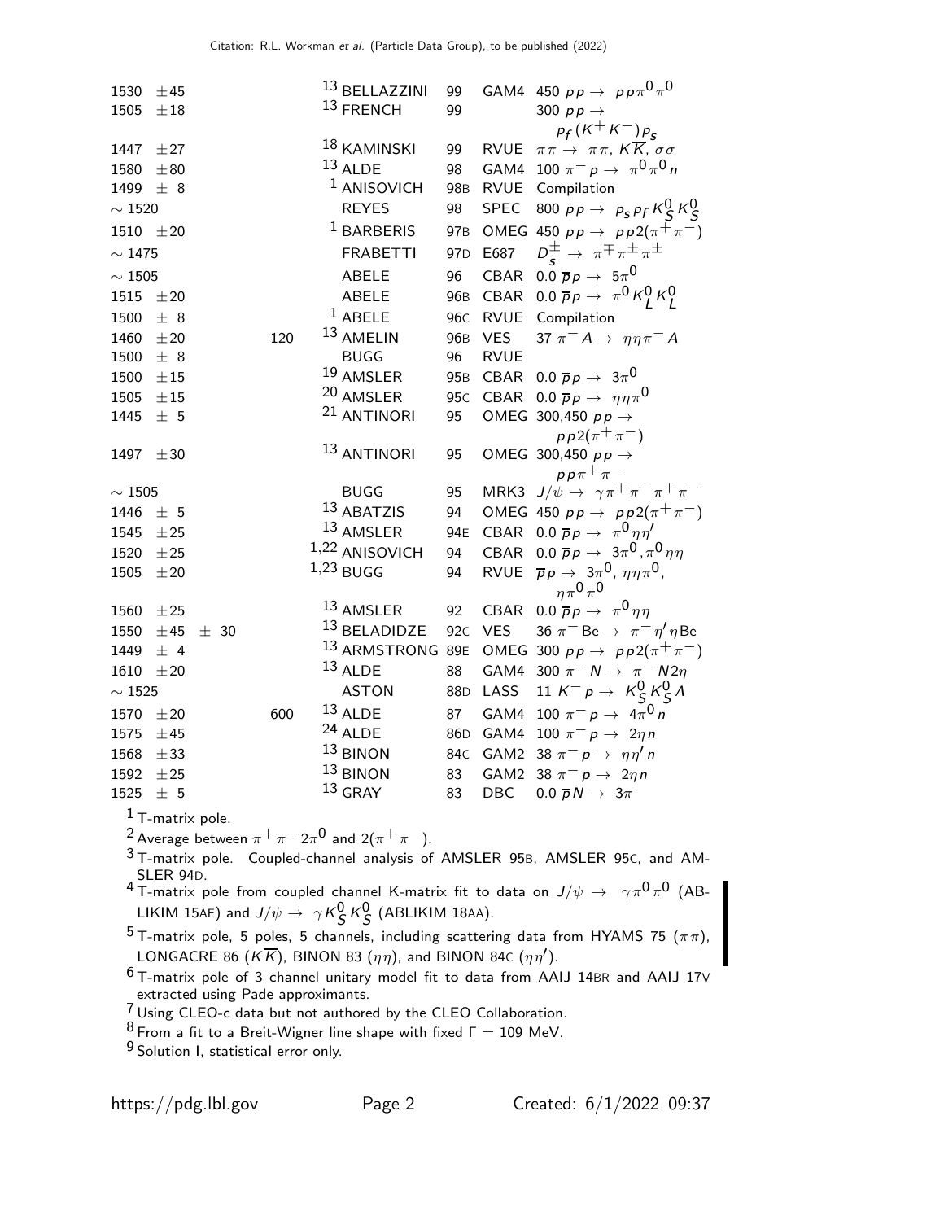| VALUE (MeV) | EVTS | DOCUMENT ID | | TECN | COMMENT |
|---|---|---|---|---|---|
| 1530 ±45 | | [13] BELLAZZINI | 99 | GAM4 | 450 $pp \to pp\pi^0\pi^0$ |
| 1505 ±18 | | [13] FRENCH | 99 | | 300 $pp \to p_f(K^+K^-)p_s$ |
| 1447 ±27 | | [18] KAMINSKI | 99 | RVUE | $\pi\pi \to \pi\pi$, $K\overline{K}$, $\sigma\sigma$ |
| 1580 ±80 | | [13] ALDE | 98 | GAM4 | 100 $\pi^- p \to \pi^0\pi^0 n$ |
| 1499 ± 8 | | [1] ANISOVICH | 98B | RVUE | Compilation |
| ∼ 1520 | | REYES | 98 | SPEC | 800 $pp \to p_s p_f K^0_S K^0_S$ |
| 1510 ±20 | | [1] BARBERIS | 97B | OMEG | 450 $pp \to pp2(\pi^+\pi^-)$ |
| ∼ 1475 | | FRABETTI | 97D | E687 | $D^\pm_s \to \pi^\mp\pi^\pm\pi^\pm$ |
| ∼ 1505 | | ABELE | 96 | CBAR | 0.0 $\overline{p}p \to 5\pi^0$ |
| 1515 ±20 | | ABELE | 96B | CBAR | 0.0 $\overline{p}p \to \pi^0 K^0_L K^0_L$ |
| 1500 ± 8 | | [1] ABELE | 96C | RVUE | Compilation |
| 1460 ±20 | 120 | [13] AMELIN | 96B | VES | 37 $\pi^- A \to \eta\eta\pi^- A$ |
| 1500 ± 8 | | BUGG | 96 | RVUE | |
| 1500 ±15 | | [19] AMSLER | 95B | CBAR | 0.0 $\overline{p}p \to 3\pi^0$ |
| 1505 ±15 | | [20] AMSLER | 95C | CBAR | 0.0 $\overline{p}p \to \eta\eta\pi^0$ |
| 1445 ± 5 | | [21] ANTINORI | 95 | OMEG | 300,450 $pp \to pp2(\pi^+\pi^-)$ |
| 1497 ±30 | | [13] ANTINORI | 95 | OMEG | 300,450 $pp \to pp\pi^+\pi^-$ |
| ∼ 1505 | | BUGG | 95 | MRK3 | $J/\psi \to \gamma\pi^+\pi^-\pi^+\pi^-$ |
| 1446 ± 5 | | [13] ABATZIS | 94 | OMEG | 450 $pp \to pp2(\pi^+\pi^-)$ |
| 1545 ±25 | | [13] AMSLER | 94E | CBAR | 0.0 $\overline{p}p \to \pi^0\eta\eta'$ |
| 1520 ±25 | | [1,22] ANISOVICH | 94 | CBAR | 0.0 $\overline{p}p \to 3\pi^0, \pi^0\eta\eta$ |
| 1505 ±20 | | [1,23] BUGG | 94 | RVUE | $\overline{p}p \to 3\pi^0$, $\eta\eta\pi^0$, $\eta\pi^0\pi^0$ |
| 1560 ±25 | | [13] AMSLER | 92 | CBAR | 0.0 $\overline{p}p \to \pi^0\eta\eta$ |
| 1550 ±45 ± 30 | | [13] BELADIDZE | 92C | VES | 36 $\pi^-$ Be $\to \pi^-\eta'\eta$ Be |
| 1449 ± 4 | | [13] ARMSTRONG | 89E | OMEG | 300 $pp \to pp2(\pi^+\pi^-)$ |
| 1610 ±20 | | [13] ALDE | 88 | GAM4 | 300 $\pi^- N \to \pi^- N2\eta$ |
| ∼ 1525 | | ASTON | 88D | LASS | 11 $K^- p \to K^0_S K^0_S \Lambda$ |
| 1570 ±20 | 600 | [13] ALDE | 87 | GAM4 | 100 $\pi^- p \to 4\pi^0 n$ |
| 1575 ±45 | | [24] ALDE | 86D | GAM4 | 100 $\pi^- p \to 2\eta n$ |
| 1568 ±33 | | [13] BINON | 84C | GAM2 | 38 $\pi^- p \to \eta\eta' n$ |
| 1592 ±25 | | [13] BINON | 83 | GAM2 | 38 $\pi^- p \to 2\eta n$ |
| 1525 ± 5 | | [13] GRAY | 83 | DBC | 0.0 $\overline{p}N \to 3\pi$ |

[1] T-matrix pole.

[2] Average between $\pi^+\pi^-2\pi^0$ and $2(\pi^+\pi^-)$.

[3] T-matrix pole. Coupled-channel analysis of AMSLER 95B, AMSLER 95C, and AMSLER 94D.

[4] T-matrix pole from coupled channel K-matrix fit to data on $J/\psi \to \gamma\pi^0\pi^0$ (ABLIKIM 15AE) and $J/\psi \to \gamma K^0_S K^0_S$ (ABLIKIM 18AA).

[5] T-matrix pole, 5 poles, 5 channels, including scattering data from HYAMS 75 ($\pi\pi$), LONGACRE 86 ($K\overline{K}$), BINON 83 ($\eta\eta$), and BINON 84C ($\eta\eta'$).

[6] T-matrix pole of 3 channel unitary model fit to data from AAIJ 14BR and AAIJ 17V extracted using Pade approximants.

[7] Using CLEO-c data but not authored by the CLEO Collaboration.

[8] From a fit to a Breit-Wigner line shape with fixed $\Gamma = 109$ MeV.

[9] Solution I, statistical error only.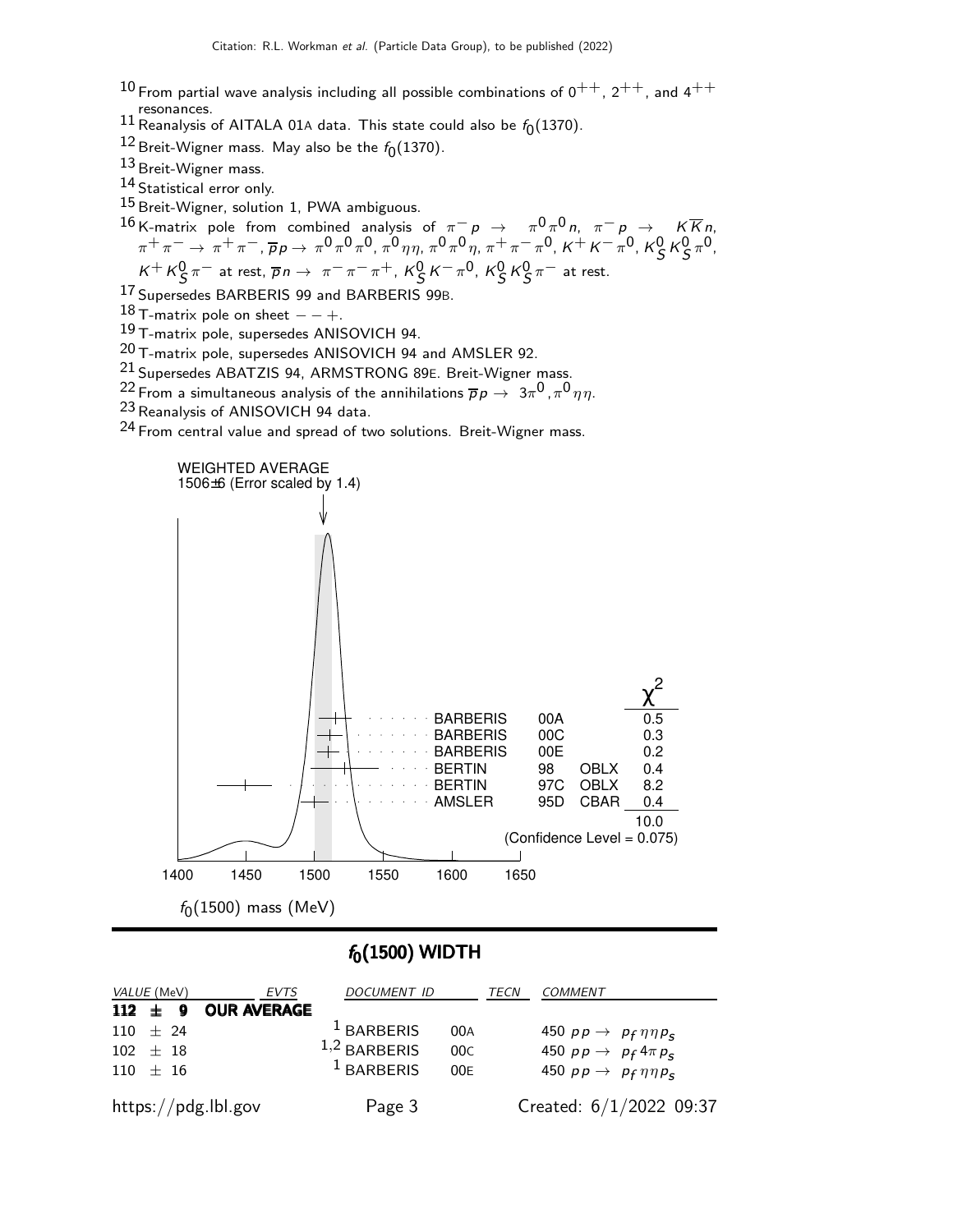[10] From partial wave analysis including all possible combinations of $0^{++}$, $2^{++}$, and $4^{++}$ resonances.

[11] Reanalysis of AITALA 01A data. This state could also be $f_0(1370)$.

[12] Breit-Wigner mass. May also be the $f_0(1370)$.

[13] Breit-Wigner mass.

[14] Statistical error only.

[15] Breit-Wigner, solution 1, PWA ambiguous.

[16] K-matrix pole from combined analysis of $\pi^- p \rightarrow \pi^0 \pi^0 n$, $\pi^- p \rightarrow K \overline{K} n$, $\pi^+ \pi^- \rightarrow \pi^+ \pi^-$, $\overline{p} p \rightarrow \pi^0 \pi^0 \pi^0$, $\pi^0 \eta \eta$, $\pi^0 \pi^0 \eta$, $\pi^+ \pi^- \pi^0$, $K^+ K^- \pi^0$, $K^0_S K^0_S \pi^0$, $K^+ K^0_S \pi^-$ at rest, $\overline{p} n \rightarrow \pi^- \pi^- \pi^+$, $K^0_S K^- \pi^0$, $K^0_S K^0_S \pi^-$ at rest.

[17] Supersedes BARBERIS 99 and BARBERIS 99B.

[18] T-matrix pole on sheet $- - +$.

[19] T-matrix pole, supersedes ANISOVICH 94.

[20] T-matrix pole, supersedes ANISOVICH 94 and AMSLER 92.

[21] Supersedes ABATZIS 94, ARMSTRONG 89E. Breit-Wigner mass.

[22] From a simultaneous analysis of the annihilations $\overline{p} p \rightarrow 3\pi^0, \pi^0 \eta \eta$.

[23] Reanalysis of ANISOVICH 94 data.

[24] From central value and spread of two solutions. Breit-Wigner mass.

WEIGHTED AVERAGE
1506±6 (Error scaled by 1.4)

| | | | $\chi^2$ |
|---|---|---|---|
| BARBERIS | 00A | | 0.5 |
| BARBERIS | 00C | | 0.3 |
| BARBERIS | 00E | | 0.2 |
| BERTIN | 98 | OBLX | 0.4 |
| BERTIN | 97C | OBLX | 8.2 |
| AMSLER | 95D | CBAR | 0.4 |
| | | | 10.0 |

(Confidence Level = 0.075)

$f_0(1500)$ mass (MeV)

## $f_0(1500)$ WIDTH

| VALUE (MeV) | EVTS | DOCUMENT ID | | TECN | COMMENT |
|---|---|---|---|---|---|
| **112 ± 9** | **OUR AVERAGE** | | | | |
| 110 ± 24 | | [1] BARBERIS | 00A | | 450 $p p \rightarrow p_f \eta \eta p_s$ |
| 102 ± 18 | | [1,2] BARBERIS | 00C | | 450 $p p \rightarrow p_f 4\pi p_s$ |
| 110 ± 16 | | [1] BARBERIS | 00E | | 450 $p p \rightarrow p_f \eta \eta p_s$ |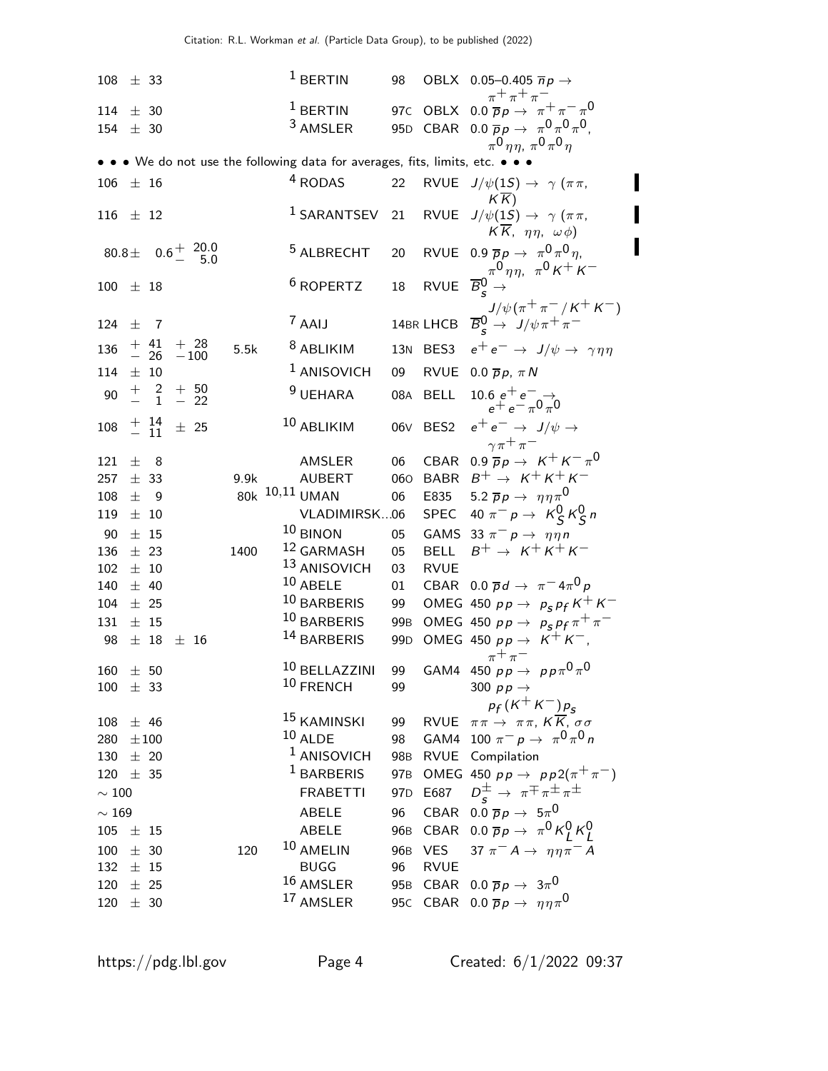| VALUE (MeV) | EVTS | DOCUMENT ID | | TECN | COMMENT |
|---|---|---|---|---|---|
| 108 ± 33 | | [1] BERTIN | 98 | OBLX | 0.05–0.405 $\overline{n} p \to \pi^+ \pi^+ \pi^-$ |
| 114 ± 30 | | [1] BERTIN | 97C | OBLX | 0.0 $\overline{p} p \to \pi^+ \pi^- \pi^0$ |
| 154 ± 30 | | [3] AMSLER | 95D | CBAR | 0.0 $\overline{p} p \to \pi^0 \pi^0 \pi^0$, $\pi^0 \eta \eta$, $\pi^0 \pi^0 \eta$ |

• • • We do not use the following data for averages, fits, limits, etc. • • •

| VALUE (MeV) | EVTS | DOCUMENT ID | | TECN | COMMENT |
|---|---|---|---|---|---|
| 106 ± 16 | | [4] RODAS | 22 | RVUE | $J/\psi(1S) \to \gamma (\pi\pi, K\overline{K})$ |
| 116 ± 12 | | [1] SARANTSEV | 21 | RVUE | $J/\psi(1S) \to \gamma (\pi\pi, K\overline{K}, \eta\eta, \omega\phi)$ |
| $80.8 \pm 0.6^{+20.0}_{-5.0}$ | | [5] ALBRECHT | 20 | RVUE | 0.9 $\overline{p} p \to \pi^0 \pi^0 \eta$, $\pi^0 \eta \eta$, $\pi^0 K^+ K^-$ |
| 100 ± 18 | | [6] ROPERTZ | 18 | RVUE | $\overline{B}{}^0_s \to J/\psi(\pi^+ \pi^- / K^+ K^-)$ |
| 124 ± 7 | | [7] AAIJ | 14BR | LHCB | $\overline{B}{}^0_s \to J/\psi \pi^+ \pi^-$ |
| $136^{+41}_{-26}{}^{+28}_{-100}$ | 5.5k | [8] ABLIKIM | 13N | BES3 | $e^+ e^- \to J/\psi \to \gamma \eta \eta$ |
| 114 ± 10 | | [1] ANISOVICH | 09 | RVUE | 0.0 $\overline{p} p$, $\pi N$ |
| $90^{+2}_{-1}{}^{+50}_{-22}$ | | [9] UEHARA | 08A | BELL | 10.6 $e^+ e^- \to e^+ e^- \pi^0 \pi^0$ |
| $108^{+14}_{-11} \pm 25$ | | [10] ABLIKIM | 06V | BES2 | $e^+ e^- \to J/\psi \to \gamma \pi^+ \pi^-$ |
| 121 ± 8 | | AMSLER | 06 | CBAR | 0.9 $\overline{p} p \to K^+ K^- \pi^0$ |
| 257 ± 33 | 9.9k | AUBERT | 06O | BABR | $B^+ \to K^+ K^+ K^-$ |
| 108 ± 9 | 80k | [10,11] UMAN | 06 | E835 | 5.2 $\overline{p} p \to \eta \eta \pi^0$ |
| 119 ± 10 | | VLADIMIRSK...06 | | SPEC | 40 $\pi^- p \to K^0_S K^0_S n$ |
| 90 ± 15 | | [10] BINON | 05 | GAMS | 33 $\pi^- p \to \eta \eta n$ |
| 136 ± 23 | 1400 | [12] GARMASH | 05 | BELL | $B^+ \to K^+ K^+ K^-$ |
| 102 ± 10 | | [13] ANISOVICH | 03 | RVUE | |
| 140 ± 40 | | [10] ABELE | 01 | CBAR | 0.0 $\overline{p} d \to \pi^- 4\pi^0 p$ |
| 104 ± 25 | | [10] BARBERIS | 99 | OMEG | 450 $p p \to p_s p_f K^+ K^-$ |
| 131 ± 15 | | [10] BARBERIS | 99B | OMEG | 450 $p p \to p_s p_f \pi^+ \pi^-$ |
| 98 ± 18 ± 16 | | [14] BARBERIS | 99D | OMEG | 450 $p p \to K^+ K^-$, $\pi^+ \pi^-$ |
| 160 ± 50 | | [10] BELLAZZINI | 99 | GAM4 | 450 $p p \to p p \pi^0 \pi^0$ |
| 100 ± 33 | | [10] FRENCH | 99 | | 300 $p p \to p_f (K^+ K^-) p_s$ |
| 108 ± 46 | | [15] KAMINSKI | 99 | RVUE | $\pi\pi \to \pi\pi$, $K\overline{K}$, $\sigma\sigma$ |
| 280 ± 100 | | [10] ALDE | 98 | GAM4 | 100 $\pi^- p \to \pi^0 \pi^0 n$ |
| 130 ± 20 | | [1] ANISOVICH | 98B | RVUE | Compilation |
| 120 ± 35 | | [1] BARBERIS | 97B | OMEG | 450 $p p \to p p 2(\pi^+ \pi^-)$ |
| $\sim 100$ | | FRABETTI | 97D | E687 | $D^\pm_s \to \pi^\mp \pi^\pm \pi^\pm$ |
| $\sim 169$ | | ABELE | 96 | CBAR | 0.0 $\overline{p} p \to 5\pi^0$ |
| 105 ± 15 | | ABELE | 96B | CBAR | 0.0 $\overline{p} p \to \pi^0 K^0_L K^0_L$ |
| 100 ± 30 | 120 | [10] AMELIN | 96B | VES | 37 $\pi^- A \to \eta \eta \pi^- A$ |
| 132 ± 15 | | BUGG | 96 | RVUE | |
| 120 ± 25 | | [16] AMSLER | 95B | CBAR | 0.0 $\overline{p} p \to 3\pi^0$ |
| 120 ± 30 | | [17] AMSLER | 95C | CBAR | 0.0 $\overline{p} p \to \eta \eta \pi^0$ |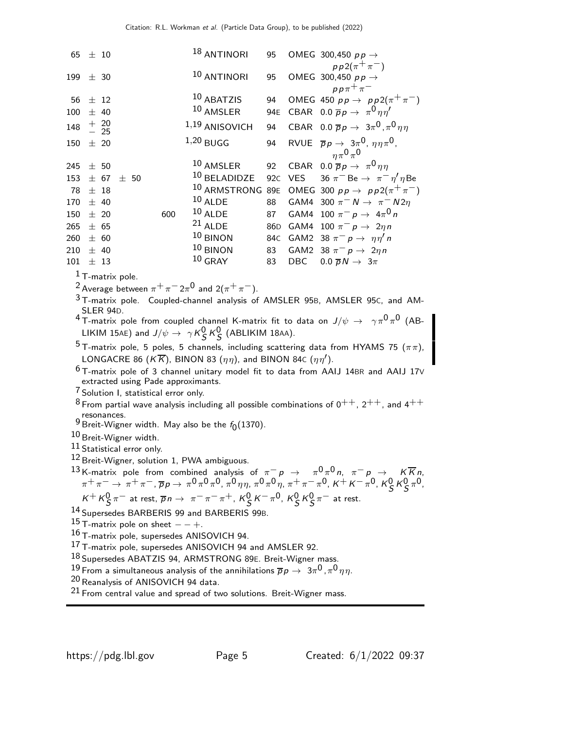| VALUE (MeV) | | EVTS | DOCUMENT ID | | TECN | COMMENT |
|---|---|---|---|---|---|---|
| 65 ± 10 | | | [18] ANTINORI | 95 | OMEG | 300,450 $pp \to pp2(\pi^+\pi^-)$ |
| 199 ± 30 | | | [10] ANTINORI | 95 | OMEG | 300,450 $pp \to pp\pi^+\pi^-$ |
| 56 ± 12 | | | [10] ABATZIS | 94 | OMEG | 450 $pp \to pp2(\pi^+\pi^-)$ |
| 100 ± 40 | | | [10] AMSLER | 94E | CBAR | 0.0 $\overline{p}p \to \pi^0\eta\eta'$ |
| 148 $^{+20}_{-25}$ | | | [1,19] ANISOVICH | 94 | CBAR | 0.0 $\overline{p}p \to 3\pi^0, \pi^0\eta\eta$ |
| 150 ± 20 | | | [1,20] BUGG | 94 | RVUE | $\overline{p}p \to 3\pi^0, \eta\eta\pi^0, \eta\pi^0\pi^0$ |
| 245 ± 50 | | | [10] AMSLER | 92 | CBAR | 0.0 $\overline{p}p \to \pi^0\eta\eta$ |
| 153 ± 67 | ± 50 | | [10] BELADIDZE | 92C | VES | 36 $\pi^-$ Be $\to \pi^-\eta'\eta$Be |
| 78 ± 18 | | | [10] ARMSTRONG | 89E | OMEG | 300 $pp \to pp2(\pi^+\pi^-)$ |
| 170 ± 40 | | | [10] ALDE | 88 | GAM4 | 300 $\pi^- N \to \pi^- N 2\eta$ |
| 150 ± 20 | | 600 | [10] ALDE | 87 | GAM4 | 100 $\pi^- p \to 4\pi^0 n$ |
| 265 ± 65 | | | [21] ALDE | 86D | GAM4 | 100 $\pi^- p \to 2\eta n$ |
| 260 ± 60 | | | [10] BINON | 84C | GAM2 | 38 $\pi^- p \to \eta\eta' n$ |
| 210 ± 40 | | | [10] BINON | 83 | GAM2 | 38 $\pi^- p \to 2\eta n$ |
| 101 ± 13 | | | [10] GRAY | 83 | DBC | 0.0 $\overline{p}N \to 3\pi$ |

[1] T-matrix pole.

[2] Average between $\pi^+\pi^-2\pi^0$ and $2(\pi^+\pi^-)$.

[3] T-matrix pole. Coupled-channel analysis of AMSLER 95B, AMSLER 95C, and AMSLER 94D.

[4] T-matrix pole from coupled channel K-matrix fit to data on $J/\psi \to \gamma\pi^0\pi^0$ (ABLIKIM 15AE) and $J/\psi \to \gamma K^0_S K^0_S$ (ABLIKIM 18AA).

[5] T-matrix pole, 5 poles, 5 channels, including scattering data from HYAMS 75 ($\pi\pi$), LONGACRE 86 ($K\overline{K}$), BINON 83 ($\eta\eta$), and BINON 84C ($\eta\eta'$).

[6] T-matrix pole of 3 channel unitary model fit to data from AAIJ 14BR and AAIJ 17V extracted using Pade approximants.

[7] Solution I, statistical error only.

[8] From partial wave analysis including all possible combinations of $0^{++}$, $2^{++}$, and $4^{++}$ resonances.

[9] Breit-Wigner width. May also be the $f_0(1370)$.

[10] Breit-Wigner width.

[11] Statistical error only.

[12] Breit-Wigner, solution 1, PWA ambiguous.

[13] K-matrix pole from combined analysis of $\pi^- p \to \pi^0\pi^0 n$, $\pi^- p \to K\overline{K}n$, $\pi^+\pi^- \to \pi^+\pi^-$, $\overline{p}p \to \pi^0\pi^0\pi^0$, $\pi^0\eta\eta$, $\pi^0\pi^0\eta$, $\pi^+\pi^-\pi^0$, $K^+K^-\pi^0$, $K^0_S K^0_S\pi^0$, $K^+K^0_S\pi^-$ at rest, $\overline{p}n \to \pi^-\pi^-\pi^+$, $K^0_S K^-\pi^0$, $K^0_S K^0_S\pi^-$ at rest.

[14] Supersedes BARBERIS 99 and BARBERIS 99B.

[15] T-matrix pole on sheet $--+$.

[16] T-matrix pole, supersedes ANISOVICH 94.

[17] T-matrix pole, supersedes ANISOVICH 94 and AMSLER 92.

[18] Supersedes ABATZIS 94, ARMSTRONG 89E. Breit-Wigner mass.

[19] From a simultaneous analysis of the annihilations $\overline{p}p \to 3\pi^0, \pi^0\eta\eta$.

[20] Reanalysis of ANISOVICH 94 data.

[21] From central value and spread of two solutions. Breit-Wigner mass.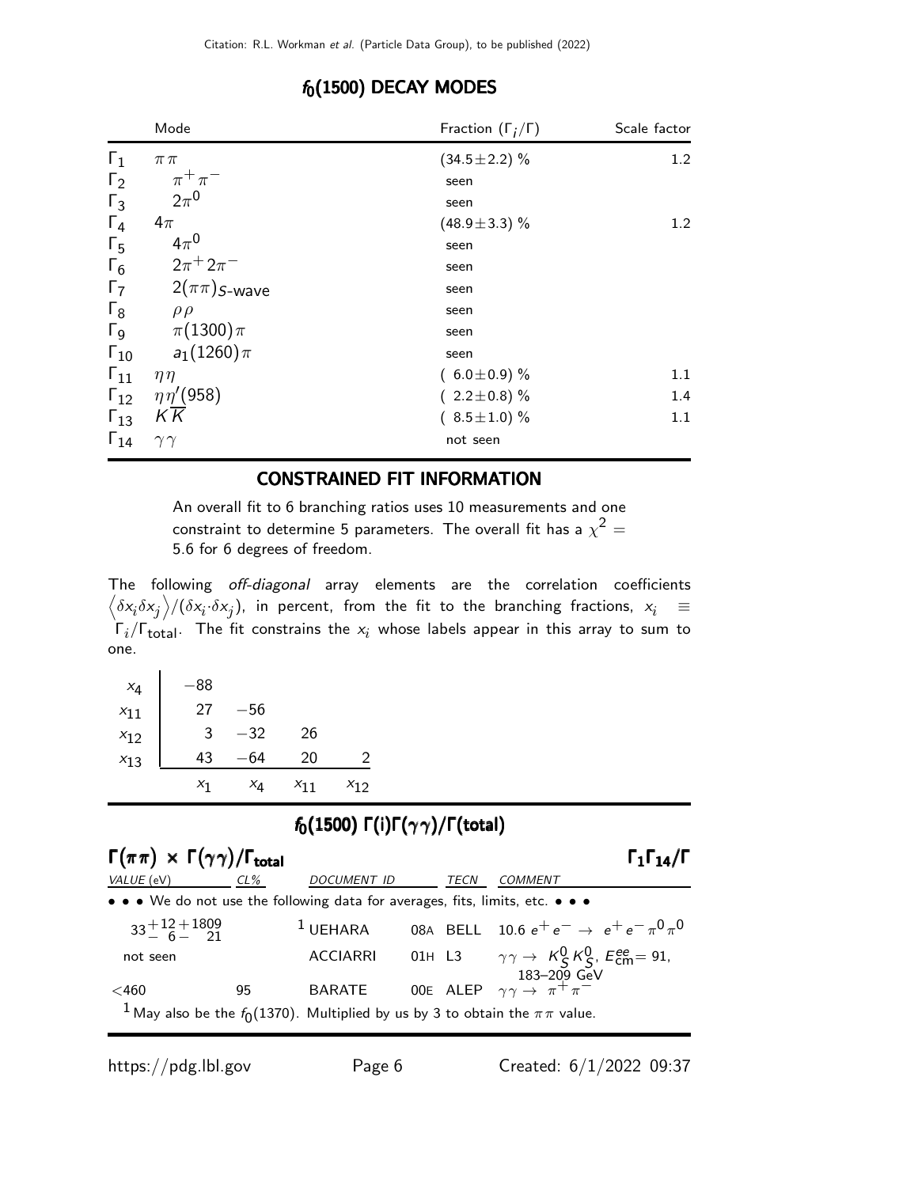## $f_0(1500)$ DECAY MODES

| | Mode | Fraction $(\Gamma_i/\Gamma)$ | Scale factor |
|---|---|---|---|
| $\Gamma_1$ | $\pi\pi$ | $(34.5\pm2.2)$ % | 1.2 |
| $\Gamma_2$ | $\pi^+\pi^-$ | seen | |
| $\Gamma_3$ | $2\pi^0$ | seen | |
| $\Gamma_4$ | $4\pi$ | $(48.9\pm3.3)$ % | 1.2 |
| $\Gamma_5$ | $4\pi^0$ | seen | |
| $\Gamma_6$ | $2\pi^+2\pi^-$ | seen | |
| $\Gamma_7$ | $2(\pi\pi)_{S\text{-wave}}$ | seen | |
| $\Gamma_8$ | $\rho\rho$ | seen | |
| $\Gamma_9$ | $\pi(1300)\pi$ | seen | |
| $\Gamma_{10}$ | $a_1(1260)\pi$ | seen | |
| $\Gamma_{11}$ | $\eta\eta$ | $(6.0\pm0.9)$ % | 1.1 |
| $\Gamma_{12}$ | $\eta\eta'(958)$ | $(2.2\pm0.8)$ % | 1.4 |
| $\Gamma_{13}$ | $K\overline{K}$ | $(8.5\pm1.0)$ % | 1.1 |
| $\Gamma_{14}$ | $\gamma\gamma$ | not seen | |

## CONSTRAINED FIT INFORMATION

An overall fit to 6 branching ratios uses 10 measurements and one constraint to determine 5 parameters. The overall fit has a $\chi^2 =$ 5.6 for 6 degrees of freedom.

The following *off-diagonal* array elements are the correlation coefficients $\langle\delta x_i \delta x_j\rangle/(\delta x_i \cdot \delta x_j)$, in percent, from the fit to the branching fractions, $x_i \equiv \Gamma_i/\Gamma_{\text{total}}$. The fit constrains the $x_i$ whose labels appear in this array to sum to one.

| | | | | |
|---|---|---|---|---|
| $x_4$ | −88 | | | |
| $x_{11}$ | 27 | −56 | | |
| $x_{12}$ | 3 | −32 | 26 | |
| $x_{13}$ | 43 | −64 | 20 | 2 |
| | $x_1$ | $x_4$ | $x_{11}$ | $x_{12}$ |

## $f_0(1500)$ $\Gamma(i)\Gamma(\gamma\gamma)/\Gamma(\text{total})$

### $\Gamma(\pi\pi) \times \Gamma(\gamma\gamma)/\Gamma_{\text{total}}$ $\qquad$ $\Gamma_1\Gamma_{14}/\Gamma$

| VALUE (eV) | CL% | DOCUMENT ID | | TECN | COMMENT |
|---|---|---|---|---|---|
| • • • We do not use the following data for averages, fits, limits, etc. • • • | | | | | |
| $33^{+12}_{-6}{}^{+1809}_{-21}$ | | [1] UEHARA | 08A | BELL | 10.6 $e^+e^- \to e^+e^-\pi^0\pi^0$ |
| not seen | | ACCIARRI | 01H | L3 | $\gamma\gamma \to K^0_S K^0_S$, $E^{ee}_{\text{cm}}$= 91, 183–209 GeV |
| $<460$ | 95 | BARATE | 00E | ALEP | $\gamma\gamma \to \pi^+\pi^-$ |

[1] May also be the $f_0(1370)$. Multiplied by us by 3 to obtain the $\pi\pi$ value.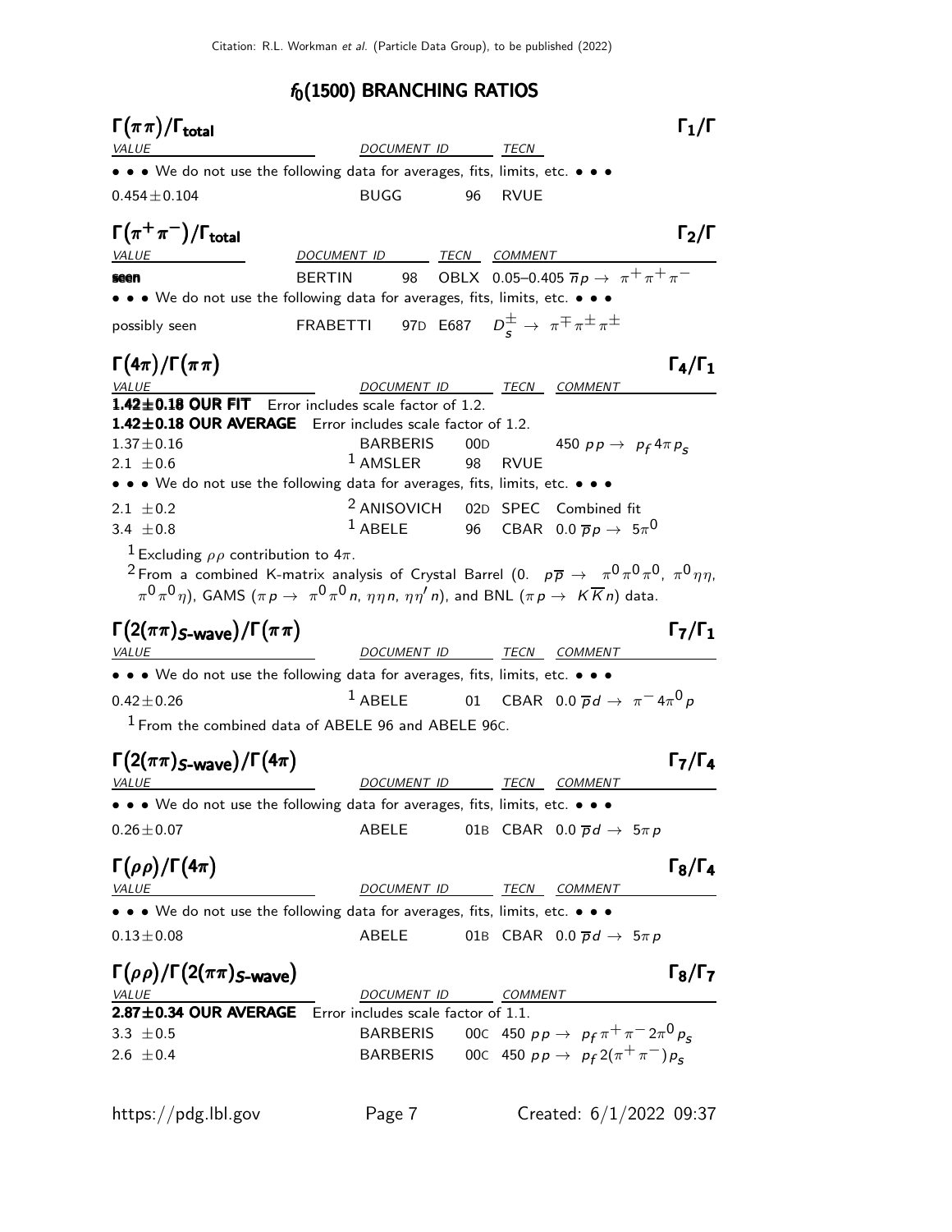## $f_0(1500)$ BRANCHING RATIOS

### $\Gamma(\pi\pi)/\Gamma_{\text{total}}$ — $\Gamma_1/\Gamma$

| VALUE | DOCUMENT ID | | TECN |
|---|---|---|---|
| • • • We do not use the following data for averages, fits, limits, etc. • • • | | | |
| $0.454\pm0.104$ | BUGG | 96 | RVUE |

### $\Gamma(\pi^+\pi^-)/\Gamma_{\text{total}}$ — $\Gamma_2/\Gamma$

| VALUE | DOCUMENT ID | | TECN | COMMENT |
|---|---|---|---|---|
| **seen** | BERTIN | 98 | OBLX | 0.05–0.405 $\overline{n}p \to \pi^+\pi^+\pi^-$ |
| • • • We do not use the following data for averages, fits, limits, etc. • • • | | | | |
| possibly seen | FRABETTI | 97D | E687 | $D_s^\pm \to \pi^\mp\pi^\pm\pi^\pm$ |

### $\Gamma(4\pi)/\Gamma(\pi\pi)$ — $\Gamma_4/\Gamma_1$

| VALUE | DOCUMENT ID | | TECN | COMMENT |
|---|---|---|---|---|
| **1.42±0.18 OUR FIT** Error includes scale factor of 1.2. | | | | |
| **1.42±0.18 OUR AVERAGE** Error includes scale factor of 1.2. | | | | |
| $1.37\pm0.16$ | BARBERIS | 00D | | 450 $pp \to p_f 4\pi p_s$ |
| $2.1\ \pm0.6$ | [1] AMSLER | 98 | RVUE | |
| • • • We do not use the following data for averages, fits, limits, etc. • • • | | | | |
| $2.1\ \pm0.2$ | [2] ANISOVICH | 02D | SPEC | Combined fit |
| $3.4\ \pm0.8$ | [1] ABELE | 96 | CBAR | 0.0 $\overline{p}p \to 5\pi^0$ |

[1] Excluding $\rho\rho$ contribution to $4\pi$.

[2] From a combined K-matrix analysis of Crystal Barrel (0. $p\overline{p} \to \pi^0\pi^0\pi^0$, $\pi^0\eta\eta$, $\pi^0\pi^0\eta$), GAMS ($\pi p \to \pi^0\pi^0 n$, $\eta\eta n$, $\eta\eta' n$), and BNL ($\pi p \to K\overline{K}n$) data.

### $\Gamma(2(\pi\pi)_{S\text{-wave}})/\Gamma(\pi\pi)$ — $\Gamma_7/\Gamma_1$

| VALUE | DOCUMENT ID | | TECN | COMMENT |
|---|---|---|---|---|
| • • • We do not use the following data for averages, fits, limits, etc. • • • | | | | |
| $0.42\pm0.26$ | [1] ABELE | 01 | CBAR | 0.0 $\overline{p}d \to \pi^- 4\pi^0 p$ |

[1] From the combined data of ABELE 96 and ABELE 96C.

### $\Gamma(2(\pi\pi)_{S\text{-wave}})/\Gamma(4\pi)$ — $\Gamma_7/\Gamma_4$

| VALUE | DOCUMENT ID | | TECN | COMMENT |
|---|---|---|---|---|
| • • • We do not use the following data for averages, fits, limits, etc. • • • | | | | |
| $0.26\pm0.07$ | ABELE | 01B | CBAR | 0.0 $\overline{p}d \to 5\pi p$ |

### $\Gamma(\rho\rho)/\Gamma(4\pi)$ — $\Gamma_8/\Gamma_4$

| VALUE | DOCUMENT ID | | TECN | COMMENT |
|---|---|---|---|---|
| • • • We do not use the following data for averages, fits, limits, etc. • • • | | | | |
| $0.13\pm0.08$ | ABELE | 01B | CBAR | 0.0 $\overline{p}d \to 5\pi p$ |

### $\Gamma(\rho\rho)/\Gamma(2(\pi\pi)_{S\text{-wave}})$ — $\Gamma_8/\Gamma_7$

| VALUE | DOCUMENT ID | | COMMENT |
|---|---|---|---|
| **2.87±0.34 OUR AVERAGE** Error includes scale factor of 1.1. | | | |
| $3.3\ \pm0.5$ | BARBERIS | 00C | 450 $pp \to p_f \pi^+\pi^- 2\pi^0 p_s$ |
| $2.6\ \pm0.4$ | BARBERIS | 00C | 450 $pp \to p_f 2(\pi^+\pi^-) p_s$ |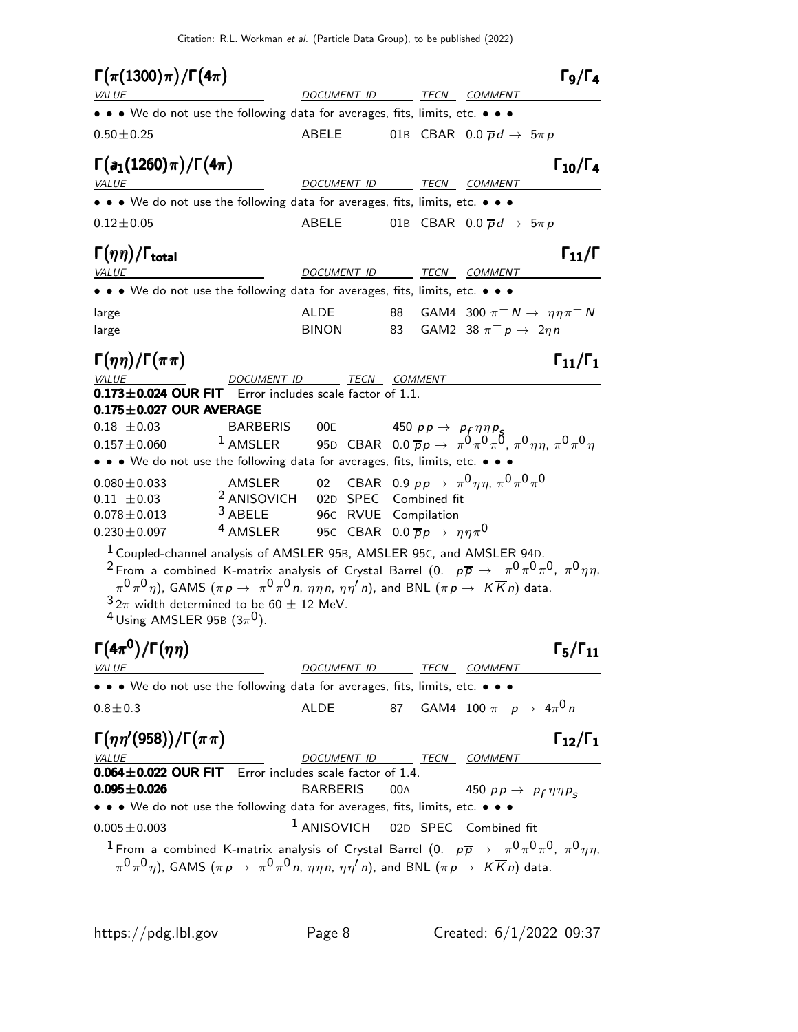## $\Gamma(\pi(1300)\pi)/\Gamma(4\pi)$ $\Gamma_9/\Gamma_4$

| VALUE | DOCUMENT ID | | TECN | COMMENT |
|---|---|---|---|---|
| • • • We do not use the following data for averages, fits, limits, etc. • • • | | | | |
| $0.50\pm0.25$ | ABELE | 01B | CBAR | $0.0\ \overline{p}d \to 5\pi p$ |

## $\Gamma(a_1(1260)\pi)/\Gamma(4\pi)$ $\Gamma_{10}/\Gamma_4$

| VALUE | DOCUMENT ID | | TECN | COMMENT |
|---|---|---|---|---|
| • • • We do not use the following data for averages, fits, limits, etc. • • • | | | | |
| $0.12\pm0.05$ | ABELE | 01B | CBAR | $0.0\ \overline{p}d \to 5\pi p$ |

## $\Gamma(\eta\eta)/\Gamma_{\rm total}$ $\Gamma_{11}/\Gamma$

| VALUE | DOCUMENT ID | | TECN | COMMENT |
|---|---|---|---|---|
| • • • We do not use the following data for averages, fits, limits, etc. • • • | | | | |
| large | ALDE | 88 | GAM4 | $300\ \pi^- N \to \eta\eta\pi^- N$ |
| large | BINON | 83 | GAM2 | $38\ \pi^- p \to 2\eta n$ |

## $\Gamma(\eta\eta)/\Gamma(\pi\pi)$ $\Gamma_{11}/\Gamma_1$

| VALUE | DOCUMENT ID | | TECN | COMMENT |
|---|---|---|---|---|
| **$0.173\pm0.024$ OUR FIT** Error includes scale factor of 1.1. | | | | |
| **$0.175\pm0.027$ OUR AVERAGE** | | | | |
| $0.18\ \pm0.03$ | BARBERIS | 00E | | $450\ pp \to p_f\eta\eta p_s$ |
| $0.157\pm0.060$ | [1] AMSLER | 95D | CBAR | $0.0\ \overline{p}p \to \pi^0\pi^0\pi^0,\ \pi^0\eta\eta,\ \pi^0\pi^0\eta$ |
| • • • We do not use the following data for averages, fits, limits, etc. • • • | | | | |
| $0.080\pm0.033$ | AMSLER | 02 | CBAR | $0.9\ \overline{p}p \to \pi^0\eta\eta,\ \pi^0\pi^0\pi^0$ |
| $0.11\ \pm0.03$ | [2] ANISOVICH | 02D | SPEC | Combined fit |
| $0.078\pm0.013$ | [3] ABELE | 96C | RVUE | Compilation |
| $0.230\pm0.097$ | [4] AMSLER | 95C | CBAR | $0.0\ \overline{p}p \to \eta\eta\pi^0$ |

[1] Coupled-channel analysis of AMSLER 95B, AMSLER 95C, and AMSLER 94D.

[2] From a combined K-matrix analysis of Crystal Barrel ($0.\ p\overline{p} \to \pi^0\pi^0\pi^0,\ \pi^0\eta\eta,\ \pi^0\pi^0\eta$), GAMS ($\pi p \to \pi^0\pi^0 n,\ \eta\eta n,\ \eta\eta' n$), and BNL ($\pi p \to K\overline{K}n$) data.

[3] $2\pi$ width determined to be $60\pm12$ MeV.

[4] Using AMSLER 95B ($3\pi^0$).

## $\Gamma(4\pi^0)/\Gamma(\eta\eta)$ $\Gamma_5/\Gamma_{11}$

| VALUE | DOCUMENT ID | | TECN | COMMENT |
|---|---|---|---|---|
| • • • We do not use the following data for averages, fits, limits, etc. • • • | | | | |
| $0.8\pm0.3$ | ALDE | 87 | GAM4 | $100\ \pi^- p \to 4\pi^0 n$ |

## $\Gamma(\eta\eta'(958))/\Gamma(\pi\pi)$ $\Gamma_{12}/\Gamma_1$

| VALUE | DOCUMENT ID | | TECN | COMMENT |
|---|---|---|---|---|
| **$0.064\pm0.022$ OUR FIT** Error includes scale factor of 1.4. | | | | |
| **$0.095\pm0.026$** | BARBERIS | 00A | | $450\ pp \to p_f\eta\eta p_s$ |
| • • • We do not use the following data for averages, fits, limits, etc. • • • | | | | |
| $0.005\pm0.003$ | [1] ANISOVICH | 02D | SPEC | Combined fit |

[1] From a combined K-matrix analysis of Crystal Barrel ($0.\ p\overline{p} \to \pi^0\pi^0\pi^0,\ \pi^0\eta\eta,\ \pi^0\pi^0\eta$), GAMS ($\pi p \to \pi^0\pi^0 n,\ \eta\eta n,\ \eta\eta' n$), and BNL ($\pi p \to K\overline{K}n$) data.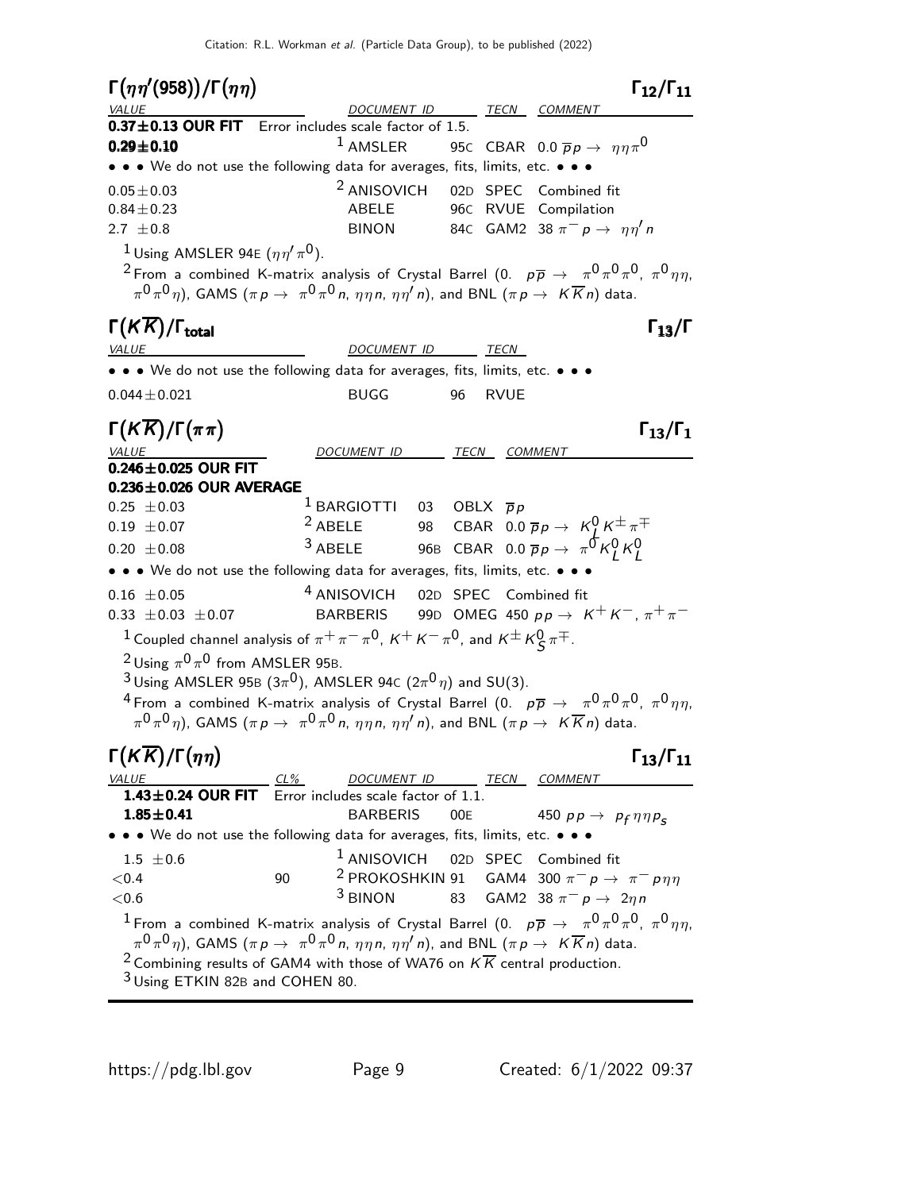### $\Gamma(\eta\eta'(958))/\Gamma(\eta\eta)$ — $\Gamma_{12}/\Gamma_{11}$

| VALUE | DOCUMENT ID | | TECN | COMMENT |
|---|---|---|---|---|
| **0.37±0.13 OUR FIT** Error includes scale factor of 1.5. | | | | |
| **0.29±0.10** | [1] AMSLER | 95C | CBAR | 0.0 $\overline{p}p \to \eta\eta\pi^0$ |
| • • • We do not use the following data for averages, fits, limits, etc. • • • | | | | |
| $0.05\pm0.03$ | [2] ANISOVICH | 02D | SPEC | Combined fit |
| $0.84\pm0.23$ | ABELE | 96C | RVUE | Compilation |
| $2.7\ \pm0.8$ | BINON | 84C | GAM2 | 38 $\pi^- p \to \eta\eta' n$ |

[1] Using AMSLER 94E ($\eta\eta'\pi^0$).

[2] From a combined K-matrix analysis of Crystal Barrel (0. $p\overline{p} \to \pi^0\pi^0\pi^0$, $\pi^0\eta\eta$, $\pi^0\pi^0\eta$), GAMS ($\pi p \to \pi^0\pi^0 n$, $\eta\eta n$, $\eta\eta' n$), and BNL ($\pi p \to K\overline{K}n$) data.

### $\Gamma(K\overline{K})/\Gamma_{\text{total}}$ — $\Gamma_{13}/\Gamma$

| VALUE | DOCUMENT ID | | TECN |
|---|---|---|---|
| • • • We do not use the following data for averages, fits, limits, etc. • • • | | | |
| $0.044\pm0.021$ | BUGG | 96 | RVUE |

### $\Gamma(K\overline{K})/\Gamma(\pi\pi)$ — $\Gamma_{13}/\Gamma_1$

| VALUE | DOCUMENT ID | | TECN | COMMENT |
|---|---|---|---|---|
| **0.246±0.025 OUR FIT** | | | | |
| **0.236±0.026 OUR AVERAGE** | | | | |
| $0.25\ \pm0.03$ | [1] BARGIOTTI | 03 | OBLX | $\overline{p}p$ |
| $0.19\ \pm0.07$ | [2] ABELE | 98 | CBAR | 0.0 $\overline{p}p \to K^0_L K^\pm \pi^\mp$ |
| $0.20\ \pm0.08$ | [3] ABELE | 96B | CBAR | 0.0 $\overline{p}p \to \pi^0 K^0_L K^0_L$ |
| • • • We do not use the following data for averages, fits, limits, etc. • • • | | | | |
| $0.16\ \pm0.05$ | [4] ANISOVICH | 02D | SPEC | Combined fit |
| $0.33\ \pm0.03\ \pm0.07$ | BARBERIS | 99D | OMEG | 450 $pp \to K^+K^-$, $\pi^+\pi^-$ |

[1] Coupled channel analysis of $\pi^+\pi^-\pi^0$, $K^+K^-\pi^0$, and $K^\pm K^0_S \pi^\mp$.

[2] Using $\pi^0\pi^0$ from AMSLER 95B.

[3] Using AMSLER 95B ($3\pi^0$), AMSLER 94C ($2\pi^0\eta$) and SU(3).

[4] From a combined K-matrix analysis of Crystal Barrel (0. $p\overline{p} \to \pi^0\pi^0\pi^0$, $\pi^0\eta\eta$, $\pi^0\pi^0\eta$), GAMS ($\pi p \to \pi^0\pi^0 n$, $\eta\eta n$, $\eta\eta' n$), and BNL ($\pi p \to K\overline{K}n$) data.

### $\Gamma(K\overline{K})/\Gamma(\eta\eta)$ — $\Gamma_{13}/\Gamma_{11}$

| VALUE | CL% | DOCUMENT ID | | TECN | COMMENT |
|---|---|---|---|---|---|
| **1.43±0.24 OUR FIT** Error includes scale factor of 1.1. | | | | | |
| **1.85±0.41** | | BARBERIS | 00E | | 450 $pp \to p_f \eta\eta p_s$ |
| • • • We do not use the following data for averages, fits, limits, etc. • • • | | | | | |
| $1.5\ \pm0.6$ | | [1] ANISOVICH | 02D | SPEC | Combined fit |
| $<0.4$ | 90 | [2] PROKOSHKIN | 91 | GAM4 | 300 $\pi^- p \to \pi^- p\eta\eta$ |
| $<0.6$ | | [3] BINON | 83 | GAM2 | 38 $\pi^- p \to 2\eta n$ |

[1] From a combined K-matrix analysis of Crystal Barrel (0. $p\overline{p} \to \pi^0\pi^0\pi^0$, $\pi^0\eta\eta$, $\pi^0\pi^0\eta$), GAMS ($\pi p \to \pi^0\pi^0 n$, $\eta\eta n$, $\eta\eta' n$), and BNL ($\pi p \to K\overline{K}n$) data.

[2] Combining results of GAM4 with those of WA76 on $K\overline{K}$ central production.

[3] Using ETKIN 82B and COHEN 80.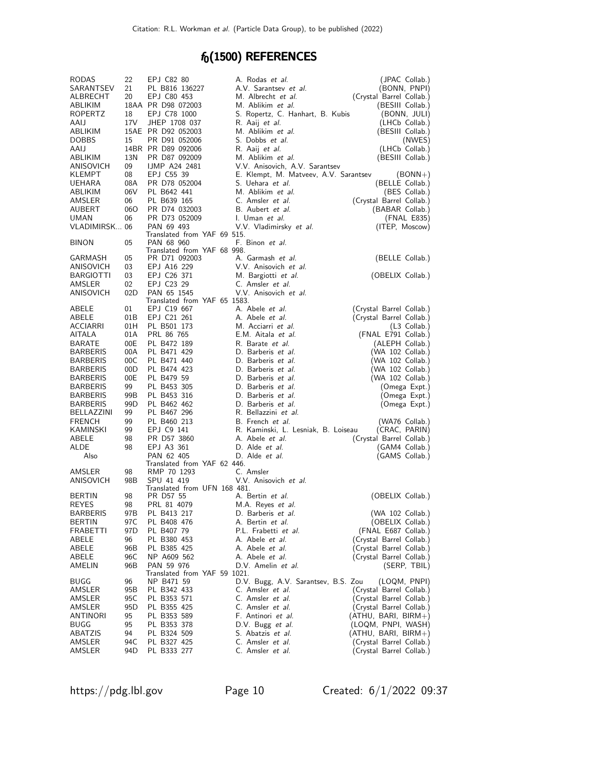# $f_0(1500)$ REFERENCES

| | | | | |
|---|---|---|---|---|
| RODAS | 22 | EPJ C82 80 | A. Rodas *et al.* | (JPAC Collab.) |
| SARANTSEV | 21 | PL B816 136227 | A.V. Sarantsev *et al.* | (BONN, PNPI) |
| ALBRECHT | 20 | EPJ C80 453 | M. Albrecht *et al.* | (Crystal Barrel Collab.) |
| ABLIKIM | 18AA | PR D98 072003 | M. Ablikim *et al.* | (BESIII Collab.) |
| ROPERTZ | 18 | EPJ C78 1000 | S. Ropertz, C. Hanhart, B. Kubis | (BONN, JULI) |
| AAIJ | 17V | JHEP 1708 037 | R. Aaij *et al.* | (LHCb Collab.) |
| ABLIKIM | 15AE | PR D92 052003 | M. Ablikim *et al.* | (BESIII Collab.) |
| DOBBS | 15 | PR D91 052006 | S. Dobbs *et al.* | (NWES) |
| AAIJ | 14BR | PR D89 092006 | R. Aaij *et al.* | (LHCb Collab.) |
| ABLIKIM | 13N | PR D87 092009 | M. Ablikim *et al.* | (BESIII Collab.) |
| ANISOVICH | 09 | IJMP A24 2481 | V.V. Anisovich, A.V. Sarantsev | |
| KLEMPT | 08 | EPJ C55 39 | E. Klempt, M. Matveev, A.V. Sarantsev | (BONN+) |
| UEHARA | 08A | PR D78 052004 | S. Uehara *et al.* | (BELLE Collab.) |
| ABLIKIM | 06V | PL B642 441 | M. Ablikim *et al.* | (BES Collab.) |
| AMSLER | 06 | PL B639 165 | C. Amsler *et al.* | (Crystal Barrel Collab.) |
| AUBERT | 06O | PR D74 032003 | B. Aubert *et al.* | (BABAR Collab.) |
| UMAN | 06 | PR D73 052009 | I. Uman *et al.* | (FNAL E835) |
| VLADIMIRSK... | 06 | PAN 69 493 | V.V. Vladimirsky *et al.* | (ITEP, Moscow) |
| | | Translated from YAF 69 515. | | |
| BINON | 05 | PAN 68 960 | F. Binon *et al.* | |
| | | Translated from YAF 68 998. | | |
| GARMASH | 05 | PR D71 092003 | A. Garmash *et al.* | (BELLE Collab.) |
| ANISOVICH | 03 | EPJ A16 229 | V.V. Anisovich *et al.* | |
| BARGIOTTI | 03 | EPJ C26 371 | M. Bargiotti *et al.* | (OBELIX Collab.) |
| AMSLER | 02 | EPJ C23 29 | C. Amsler *et al.* | |
| ANISOVICH | 02D | PAN 65 1545 | V.V. Anisovich *et al.* | |
| | | Translated from YAF 65 1583. | | |
| ABELE | 01 | EPJ C19 667 | A. Abele *et al.* | (Crystal Barrel Collab.) |
| ABELE | 01B | EPJ C21 261 | A. Abele *et al.* | (Crystal Barrel Collab.) |
| ACCIARRI | 01H | PL B501 173 | M. Acciarri *et al.* | (L3 Collab.) |
| AITALA | 01A | PRL 86 765 | E.M. Aitala *et al.* | (FNAL E791 Collab.) |
| BARATE | 00E | PL B472 189 | R. Barate *et al.* | (ALEPH Collab.) |
| BARBERIS | 00A | PL B471 429 | D. Barberis *et al.* | (WA 102 Collab.) |
| BARBERIS | 00C | PL B471 440 | D. Barberis *et al.* | (WA 102 Collab.) |
| BARBERIS | 00D | PL B474 423 | D. Barberis *et al.* | (WA 102 Collab.) |
| BARBERIS | 00E | PL B479 59 | D. Barberis *et al.* | (WA 102 Collab.) |
| BARBERIS | 99 | PL B453 305 | D. Barberis *et al.* | (Omega Expt.) |
| BARBERIS | 99B | PL B453 316 | D. Barberis *et al.* | (Omega Expt.) |
| BARBERIS | 99D | PL B462 462 | D. Barberis *et al.* | (Omega Expt.) |
| BELLAZZINI | 99 | PL B467 296 | R. Bellazzini *et al.* | |
| FRENCH | 99 | PL B460 213 | B. French *et al.* | (WA76 Collab.) |
| KAMINSKI | 99 | EPJ C9 141 | R. Kaminski, L. Lesniak, B. Loiseau | (CRAC, PARIN) |
| ABELE | 98 | PR D57 3860 | A. Abele *et al.* | (Crystal Barrel Collab.) |
| ALDE | 98 | EPJ A3 361 | D. Alde *et al.* | (GAM4 Collab.) |
| Also | | PAN 62 405 | D. Alde *et al.* | (GAMS Collab.) |
| | | Translated from YAF 62 446. | | |
| AMSLER | 98 | RMP 70 1293 | C. Amsler | |
| ANISOVICH | 98B | SPU 41 419 | V.V. Anisovich *et al.* | |
| | | Translated from UFN 168 481. | | |
| BERTIN | 98 | PR D57 55 | A. Bertin *et al.* | (OBELIX Collab.) |
| REYES | 98 | PRL 81 4079 | M.A. Reyes *et al.* | |
| BARBERIS | 97B | PL B413 217 | D. Barberis *et al.* | (WA 102 Collab.) |
| BERTIN | 97C | PL B408 476 | A. Bertin *et al.* | (OBELIX Collab.) |
| FRABETTI | 97D | PL B407 79 | P.L. Frabetti *et al.* | (FNAL E687 Collab.) |
| ABELE | 96 | PL B380 453 | A. Abele *et al.* | (Crystal Barrel Collab.) |
| ABELE | 96B | PL B385 425 | A. Abele *et al.* | (Crystal Barrel Collab.) |
| ABELE | 96C | NP A609 562 | A. Abele *et al.* | (Crystal Barrel Collab.) |
| AMELIN | 96B | PAN 59 976 | D.V. Amelin *et al.* | (SERP, TBIL) |
| | | Translated from YAF 59 1021. | | |
| BUGG | 96 | NP B471 59 | D.V. Bugg, A.V. Sarantsev, B.S. Zou | (LOQM, PNPI) |
| AMSLER | 95B | PL B342 433 | C. Amsler *et al.* | (Crystal Barrel Collab.) |
| AMSLER | 95C | PL B353 571 | C. Amsler *et al.* | (Crystal Barrel Collab.) |
| AMSLER | 95D | PL B355 425 | C. Amsler *et al.* | (Crystal Barrel Collab.) |
| ANTINORI | 95 | PL B353 589 | F. Antinori *et al.* | (ATHU, BARI, BIRM+) |
| BUGG | 95 | PL B353 378 | D.V. Bugg *et al.* | (LOQM, PNPI, WASH) |
| ABATZIS | 94 | PL B324 509 | S. Abatzis *et al.* | (ATHU, BARI, BIRM+) |
| AMSLER | 94C | PL B327 425 | C. Amsler *et al.* | (Crystal Barrel Collab.) |
| AMSLER | 94D | PL B333 277 | C. Amsler *et al.* | (Crystal Barrel Collab.) |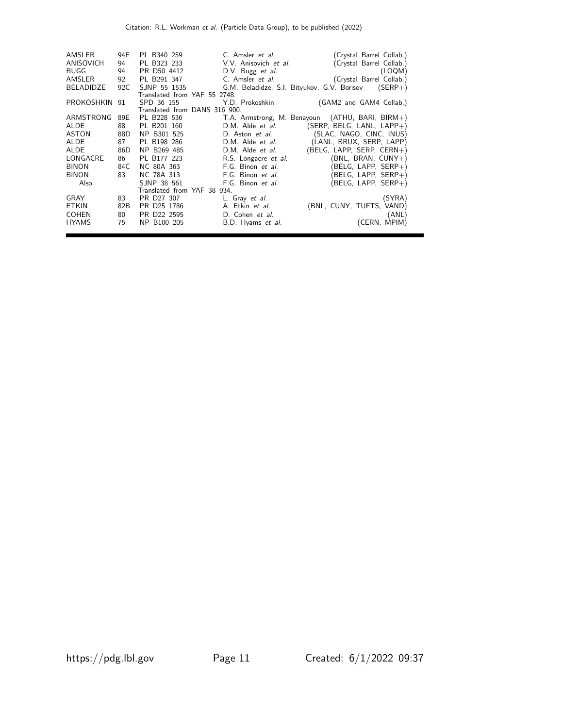| | | | | |
|---|---|---|---|---|
| AMSLER | 94E | PL B340 259 | C. Amsler *et al.* | (Crystal Barrel Collab.) |
| ANISOVICH | 94 | PL B323 233 | V.V. Anisovich *et al.* | (Crystal Barrel Collab.) |
| BUGG | 94 | PR D50 4412 | D.V. Bugg *et al.* | (LOQM) |
| AMSLER | 92 | PL B291 347 | C. Amsler *et al.* | (Crystal Barrel Collab.) |
| BELADIDZE | 92C | SJNP 55 1535 | G.M. Beladidze, S.I. Bityukov, G.V. Borisov | (SERP+) |
| | | Translated from YAF 55 2748. | | |
| PROKOSHKIN | 91 | SPD 36 155 | Y.D. Prokoshkin | (GAM2 and GAM4 Collab.) |
| | | Translated from DANS 316 900. | | |
| ARMSTRONG | 89E | PL B228 536 | T.A. Armstrong, M. Benayoun | (ATHU, BARI, BIRM+) |
| ALDE | 88 | PL B201 160 | D.M. Alde *et al.* | (SERP, BELG, LANL, LAPP+) |
| ASTON | 88D | NP B301 525 | D. Aston *et al.* | (SLAC, NAGO, CINC, INUS) |
| ALDE | 87 | PL B198 286 | D.M. Alde *et al.* | (LANL, BRUX, SERP, LAPP) |
| ALDE | 86D | NP B269 485 | D.M. Alde *et al.* | (BELG, LAPP, SERP, CERN+) |
| LONGACRE | 86 | PL B177 223 | R.S. Longacre *et al.* | (BNL, BRAN, CUNY+) |
| BINON | 84C | NC 80A 363 | F.G. Binon *et al.* | (BELG, LAPP, SERP+) |
| BINON | 83 | NC 78A 313 | F.G. Binon *et al.* | (BELG, LAPP, SERP+) |
| Also | | SJNP 38 561 | F.G. Binon *et al.* | (BELG, LAPP, SERP+) |
| | | Translated from YAF 38 934. | | |
| GRAY | 83 | PR D27 307 | L. Gray *et al.* | (SYRA) |
| ETKIN | 82B | PR D25 1786 | A. Etkin *et al.* | (BNL, CUNY, TUFTS, VAND) |
| COHEN | 80 | PR D22 2595 | D. Cohen *et al.* | (ANL) |
| HYAMS | 75 | NP B100 205 | B.D. Hyams *et al.* | (CERN, MPIM) |